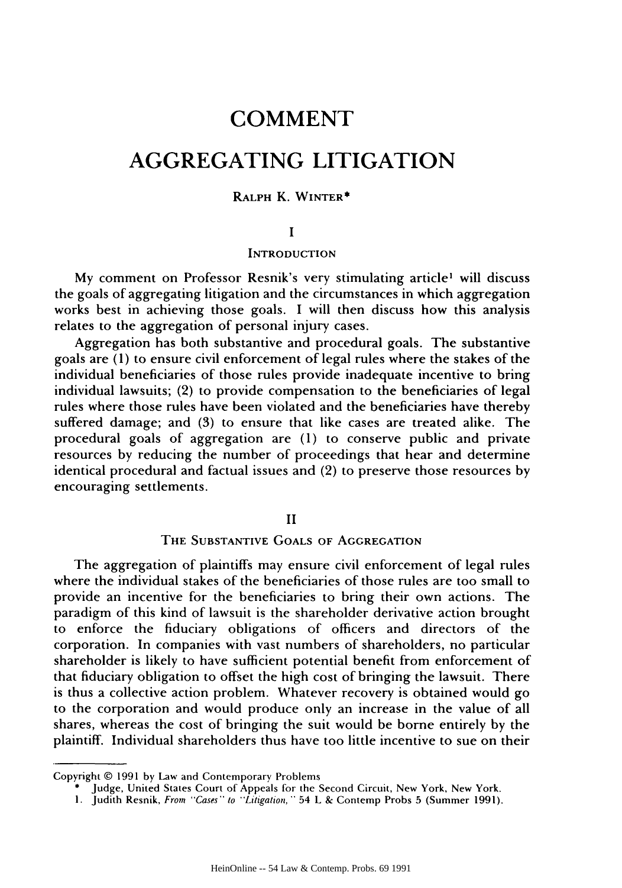# COMMENT

# AGGREGATING LITIGATION

RALPH K. WINTER*

## I

### INTRODUCTION

My comment on Professor Resnik's very stimulating article[1] will discuss the goals of aggregating litigation and the circumstances in which aggregation works best in achieving those goals. I will then discuss how this analysis relates to the aggregation of personal injury cases.

Aggregation has both substantive and procedural goals. The substantive goals are (1) to ensure civil enforcement of legal rules where the stakes of the individual beneficiaries of those rules provide inadequate incentive to bring individual lawsuits; (2) to provide compensation to the beneficiaries of legal rules where those rules have been violated and the beneficiaries have thereby suffered damage; and (3) to ensure that like cases are treated alike. The procedural goals of aggregation are (1) to conserve public and private resources by reducing the number of proceedings that hear and determine identical procedural and factual issues and (2) to preserve those resources by encouraging settlements.

## II

### THE SUBSTANTIVE GOALS OF AGGREGATION

The aggregation of plaintiffs may ensure civil enforcement of legal rules where the individual stakes of the beneficiaries of those rules are too small to provide an incentive for the beneficiaries to bring their own actions. The paradigm of this kind of lawsuit is the shareholder derivative action brought to enforce the fiduciary obligations of officers and directors of the corporation. In companies with vast numbers of shareholders, no particular shareholder is likely to have sufficient potential benefit from enforcement of that fiduciary obligation to offset the high cost of bringing the lawsuit. There is thus a collective action problem. Whatever recovery is obtained would go to the corporation and would produce only an increase in the value of all shares, whereas the cost of bringing the suit would be borne entirely by the plaintiff. Individual shareholders thus have too little incentive to sue on their

---

Copyright © 1991 by Law and Contemporary Problems

\* Judge, United States Court of Appeals for the Second Circuit, New York, New York.

1. Judith Resnik, *From "Cases" to "Litigation,"* 54 L & Contemp Probs 5 (Summer 1991).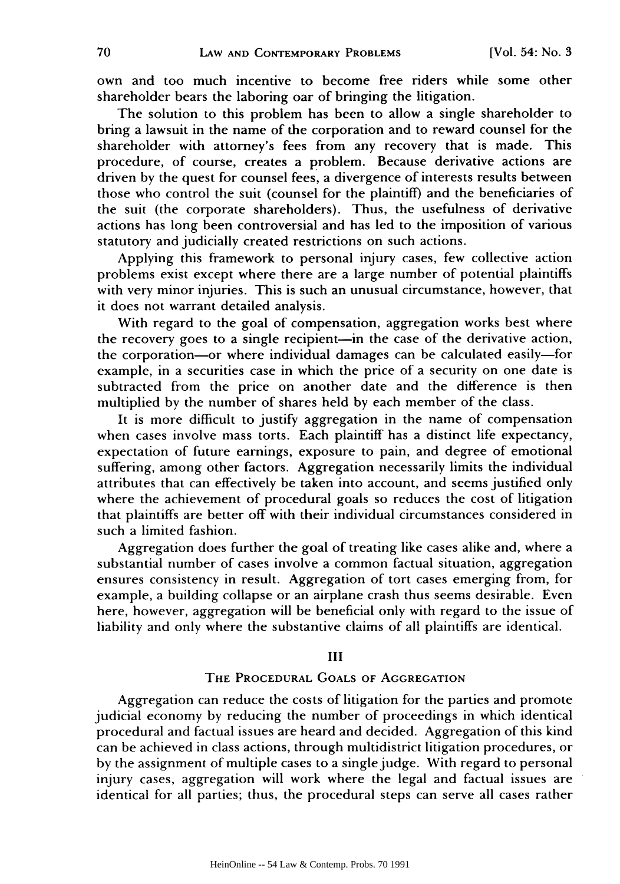own and too much incentive to become free riders while some other shareholder bears the laboring oar of bringing the litigation.

The solution to this problem has been to allow a single shareholder to bring a lawsuit in the name of the corporation and to reward counsel for the shareholder with attorney's fees from any recovery that is made. This procedure, of course, creates a problem. Because derivative actions are driven by the quest for counsel fees, a divergence of interests results between those who control the suit (counsel for the plaintiff) and the beneficiaries of the suit (the corporate shareholders). Thus, the usefulness of derivative actions has long been controversial and has led to the imposition of various statutory and judicially created restrictions on such actions.

Applying this framework to personal injury cases, few collective action problems exist except where there are a large number of potential plaintiffs with very minor injuries. This is such an unusual circumstance, however, that it does not warrant detailed analysis.

With regard to the goal of compensation, aggregation works best where the recovery goes to a single recipient—in the case of the derivative action, the corporation—or where individual damages can be calculated easily—for example, in a securities case in which the price of a security on one date is subtracted from the price on another date and the difference is then multiplied by the number of shares held by each member of the class.

It is more difficult to justify aggregation in the name of compensation when cases involve mass torts. Each plaintiff has a distinct life expectancy, expectation of future earnings, exposure to pain, and degree of emotional suffering, among other factors. Aggregation necessarily limits the individual attributes that can effectively be taken into account, and seems justified only where the achievement of procedural goals so reduces the cost of litigation that plaintiffs are better off with their individual circumstances considered in such a limited fashion.

Aggregation does further the goal of treating like cases alike and, where a substantial number of cases involve a common factual situation, aggregation ensures consistency in result. Aggregation of tort cases emerging from, for example, a building collapse or an airplane crash thus seems desirable. Even here, however, aggregation will be beneficial only with regard to the issue of liability and only where the substantive claims of all plaintiffs are identical.

## III

## The Procedural Goals of Aggregation

Aggregation can reduce the costs of litigation for the parties and promote judicial economy by reducing the number of proceedings in which identical procedural and factual issues are heard and decided. Aggregation of this kind can be achieved in class actions, through multidistrict litigation procedures, or by the assignment of multiple cases to a single judge. With regard to personal injury cases, aggregation will work where the legal and factual issues are identical for all parties; thus, the procedural steps can serve all cases rather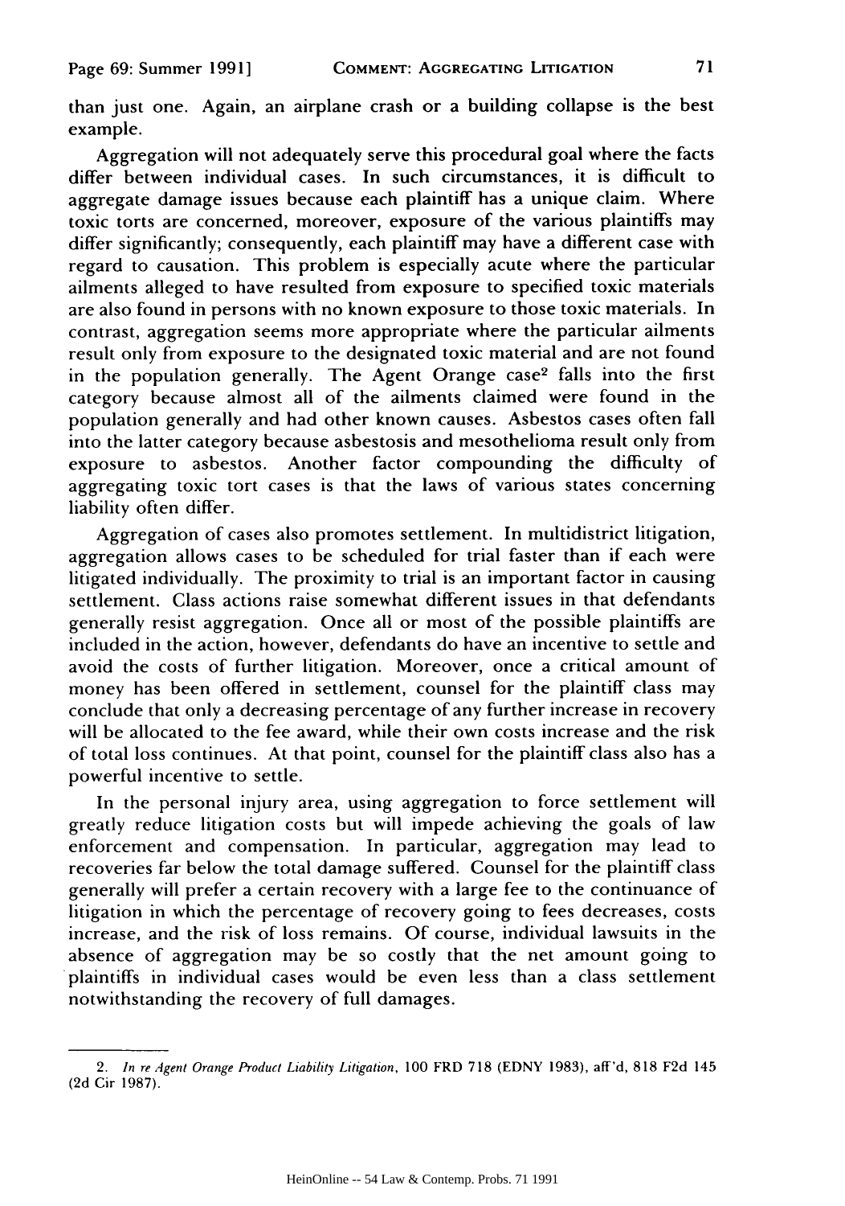than just one. Again, an airplane crash or a building collapse is the best example.

Aggregation will not adequately serve this procedural goal where the facts differ between individual cases. In such circumstances, it is difficult to aggregate damage issues because each plaintiff has a unique claim. Where toxic torts are concerned, moreover, exposure of the various plaintiffs may differ significantly; consequently, each plaintiff may have a different case with regard to causation. This problem is especially acute where the particular ailments alleged to have resulted from exposure to specified toxic materials are also found in persons with no known exposure to those toxic materials. In contrast, aggregation seems more appropriate where the particular ailments result only from exposure to the designated toxic material and are not found in the population generally. The Agent Orange case[2] falls into the first category because almost all of the ailments claimed were found in the population generally and had other known causes. Asbestos cases often fall into the latter category because asbestosis and mesothelioma result only from exposure to asbestos. Another factor compounding the difficulty of aggregating toxic tort cases is that the laws of various states concerning liability often differ.

Aggregation of cases also promotes settlement. In multidistrict litigation, aggregation allows cases to be scheduled for trial faster than if each were litigated individually. The proximity to trial is an important factor in causing settlement. Class actions raise somewhat different issues in that defendants generally resist aggregation. Once all or most of the possible plaintiffs are included in the action, however, defendants do have an incentive to settle and avoid the costs of further litigation. Moreover, once a critical amount of money has been offered in settlement, counsel for the plaintiff class may conclude that only a decreasing percentage of any further increase in recovery will be allocated to the fee award, while their own costs increase and the risk of total loss continues. At that point, counsel for the plaintiff class also has a powerful incentive to settle.

In the personal injury area, using aggregation to force settlement will greatly reduce litigation costs but will impede achieving the goals of law enforcement and compensation. In particular, aggregation may lead to recoveries far below the total damage suffered. Counsel for the plaintiff class generally will prefer a certain recovery with a large fee to the continuance of litigation in which the percentage of recovery going to fees decreases, costs increase, and the risk of loss remains. Of course, individual lawsuits in the absence of aggregation may be so costly that the net amount going to plaintiffs in individual cases would be even less than a class settlement notwithstanding the recovery of full damages.

---

2. *In re Agent Orange Product Liability Litigation*, 100 FRD 718 (EDNY 1983), aff'd, 818 F2d 145 (2d Cir 1987).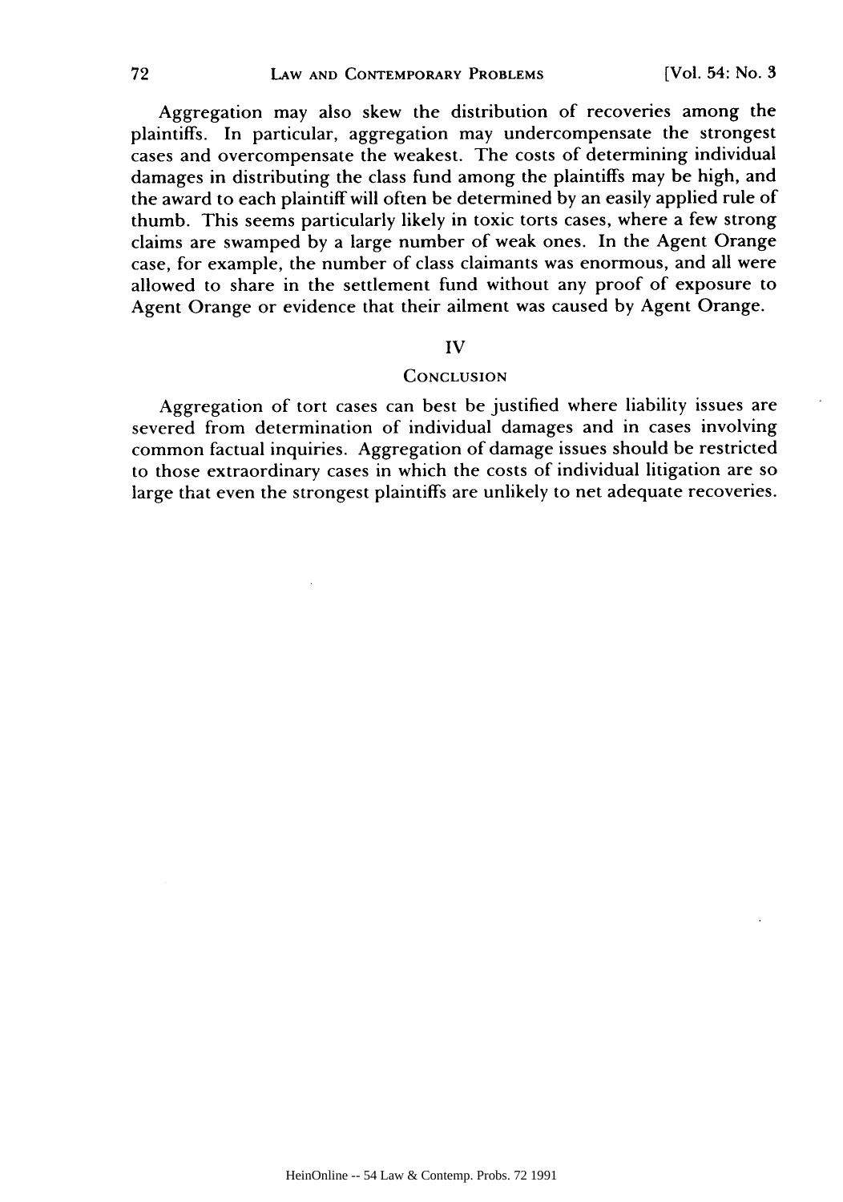Aggregation may also skew the distribution of recoveries among the plaintiffs. In particular, aggregation may undercompensate the strongest cases and overcompensate the weakest. The costs of determining individual damages in distributing the class fund among the plaintiffs may be high, and the award to each plaintiff will often be determined by an easily applied rule of thumb. This seems particularly likely in toxic torts cases, where a few strong claims are swamped by a large number of weak ones. In the Agent Orange case, for example, the number of class claimants was enormous, and all were allowed to share in the settlement fund without any proof of exposure to Agent Orange or evidence that their ailment was caused by Agent Orange.

## IV

## Conclusion

Aggregation of tort cases can best be justified where liability issues are severed from determination of individual damages and in cases involving common factual inquiries. Aggregation of damage issues should be restricted to those extraordinary cases in which the costs of individual litigation are so large that even the strongest plaintiffs are unlikely to net adequate recoveries.